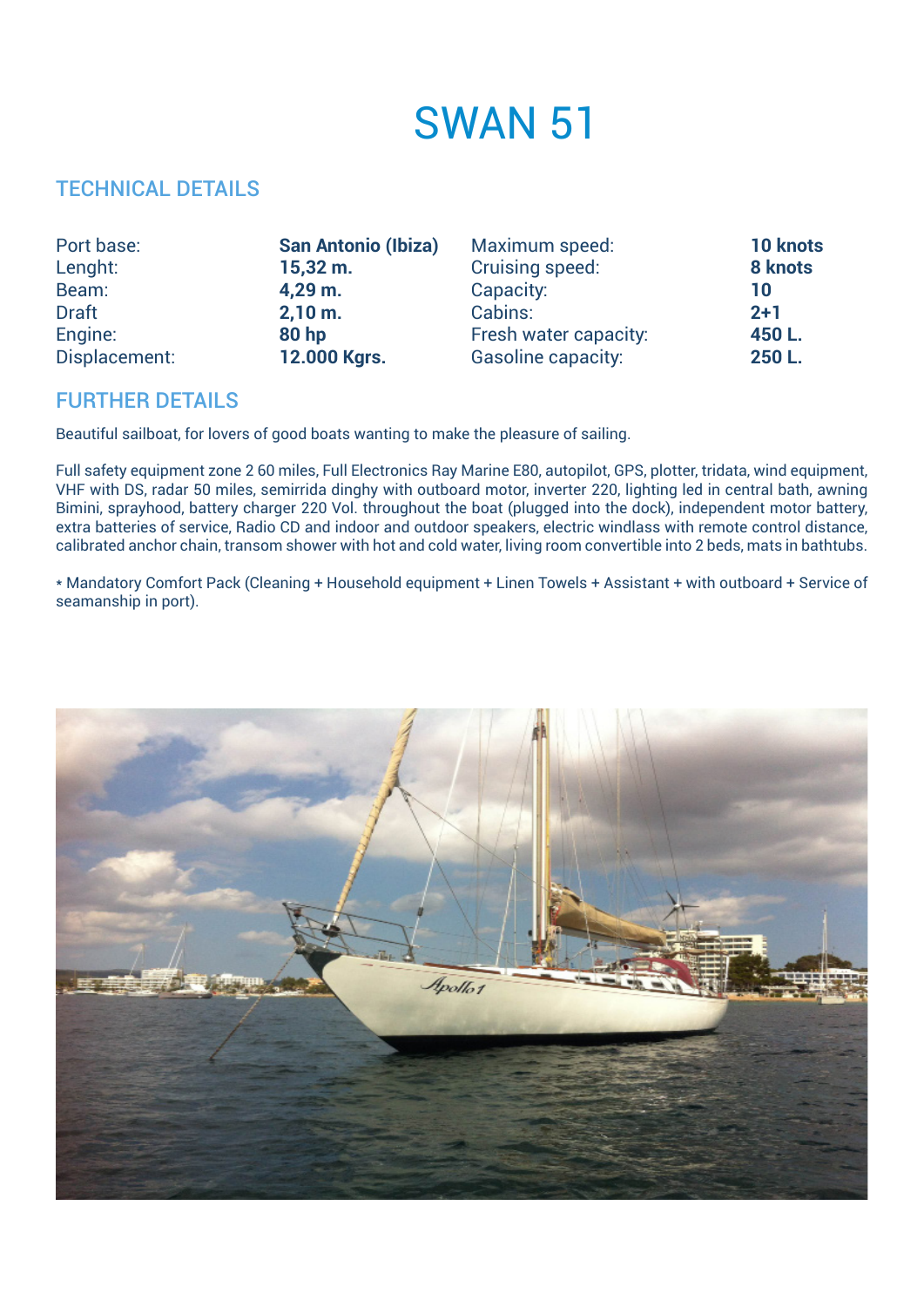# SWAN 51

## TECHNICAL DETAILS

| | | | |
|---|---|---|---|
| Port base: | **San Antonio (Ibiza)** | Maximum speed: | **10 knots** |
| Lenght: | **15,32 m.** | Cruising speed: | **8 knots** |
| Beam: | **4,29 m.** | Capacity: | **10** |
| Draft | **2,10 m.** | Cabins: | **2+1** |
| Engine: | **80 hp** | Fresh water capacity: | **450 L.** |
| Displacement: | **12.000 Kgrs.** | Gasoline capacity: | **250 L.** |

## FURTHER DETAILS

Beautiful sailboat, for lovers of good boats wanting to make the pleasure of sailing.

Full safety equipment zone 2 60 miles, Full Electronics Ray Marine E80, autopilot, GPS, plotter, tridata, wind equipment, VHF with DS, radar 50 miles, semirrida dinghy with outboard motor, inverter 220, lighting led in central bath, awning Bimini, sprayhood, battery charger 220 Vol. throughout the boat (plugged into the dock), independent motor battery, extra batteries of service, Radio CD and indoor and outdoor speakers, electric windlass with remote control distance, calibrated anchor chain, transom shower with hot and cold water, living room convertible into 2 beds, mats in bathtubs.

* Mandatory Comfort Pack (Cleaning + Household equipment + Linen Towels + Assistant + with outboard + Service of seamanship in port).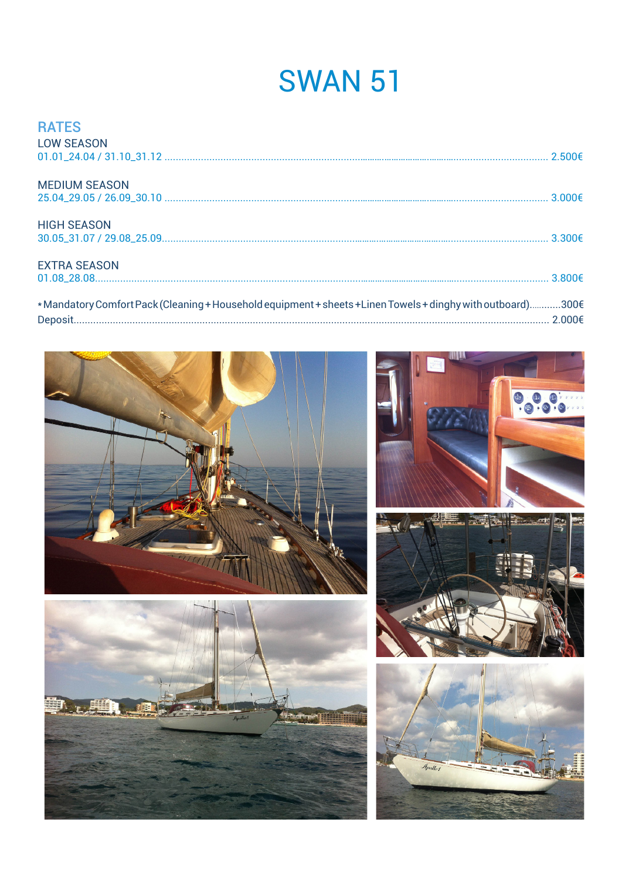# SWAN 51

## RATES

LOW SEASON

01.01_24.04 / 31.10_31.12 ........................................ 2.500€

MEDIUM SEASON

25.04_29.05 / 26.09_30.10 ........................................ 3.000€

HIGH SEASON

30.05_31.07 / 29.08_25.09........................................ 3.300€

EXTRA SEASON

01.08_28.08........................................ 3.800€

*Mandatory Comfort Pack (Cleaning + Household equipment + sheets +Linen Towels + dinghy with outboard)............300€

Deposit........................................ 2.000€